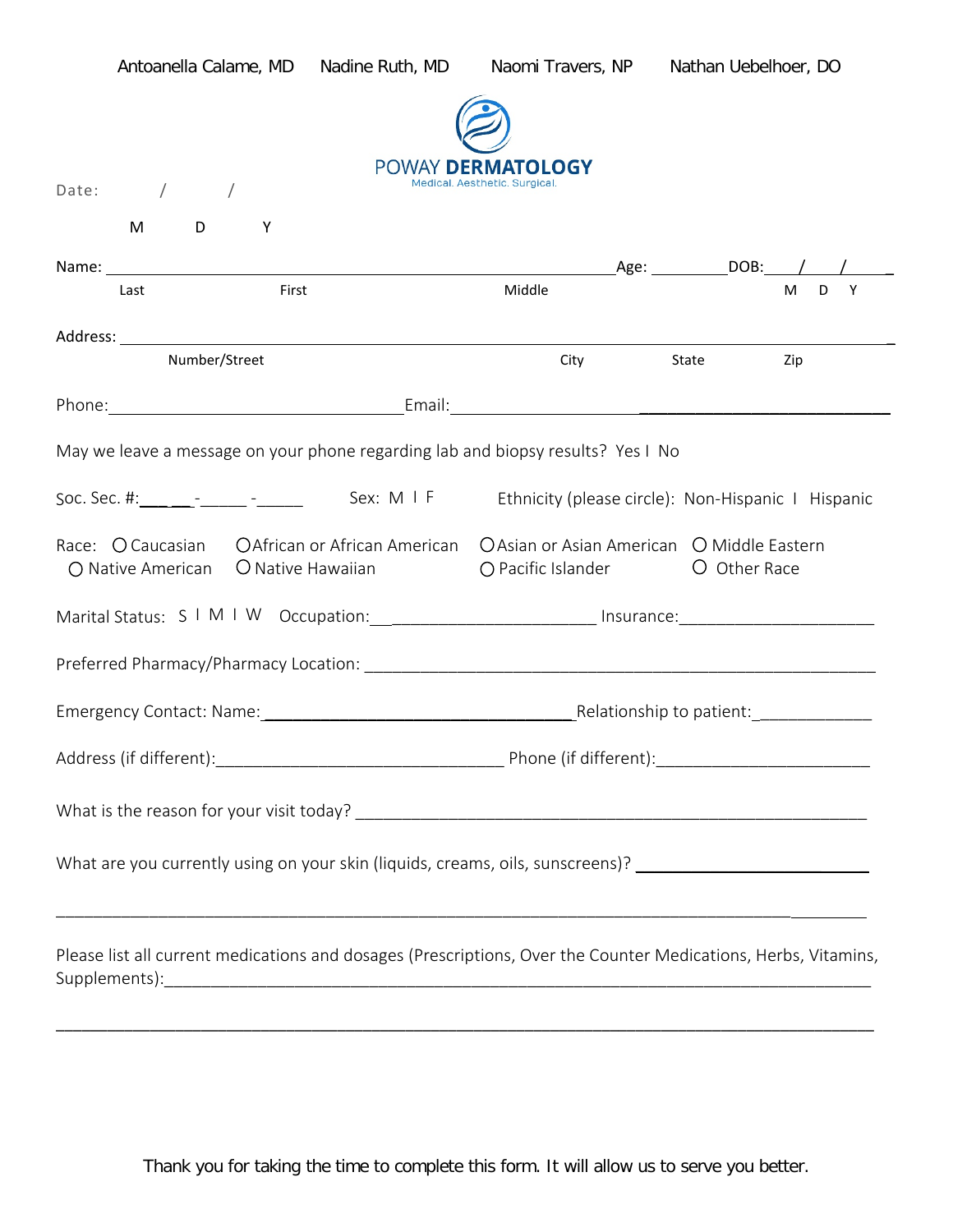Antoanella Calame, MD Nadine Ruth, MD Naomi Travers, NP Nathan Uebelhoer, DO

POWAY **DERMATOLOGY**

Medical. Aesthetic. Surgical.

Date: / /

M D Y

Name: ____________________________________________________________ Age: ________ DOB: ____/____/____

Last First Middle M D Y

Address: ______________________________________________________________________________

Number/Street City State Zip

Phone: ________________________________ Email: ____________________________________________

May we leave a message on your phone regarding lab and biopsy results? Yes I No

Soc. Sec. #: ______-______-______ Sex: M I F Ethnicity (please circle): Non-Hispanic I Hispanic

Race: ○ Caucasian ○ African or African American ○ Asian or Asian American ○ Middle Eastern ○ Native American ○ Native Hawaiian ○ Pacific Islander ○ Other Race

Marital Status: S I M I W Occupation: ________________________ Insurance: _____________________

Preferred Pharmacy/Pharmacy Location: ________________________________________________________

Emergency Contact: Name: __________________________________ Relationship to patient: ____________

Address (if different): _______________________________ Phone (if different): _______________________

What is the reason for your visit today? ________________________________________________________

What are you currently using on your skin (liquids, creams, oils, sunscreens)? ____________________________

______________________________________________________________________________

Please list all current medications and dosages (Prescriptions, Over the Counter Medications, Herbs, Vitamins, Supplements): ______________________________________________________________________

______________________________________________________________________________

Thank you for taking the time to complete this form. It will allow us to serve you better.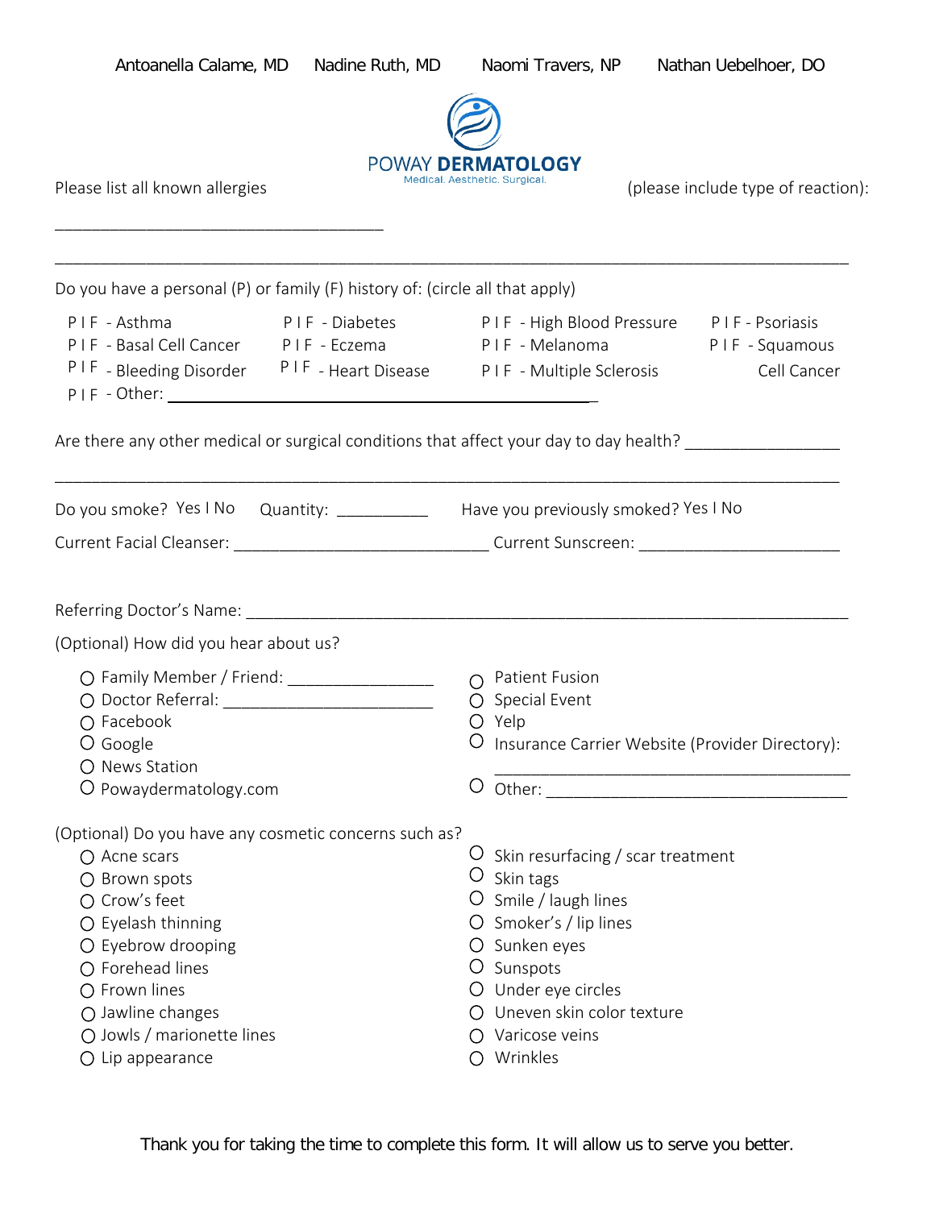Antoanella Calame, MD    Nadine Ruth, MD    Naomi Travers, NP    Nathan Uebelhoer, DO

POWAY **DERMATOLOGY**
Medical. Aesthetic. Surgical.

Please list all known allergies (please include type of reaction):

___________________________________

_____________________________________________________________________________________

Do you have a personal (P) or family (F) history of: (circle all that apply)

P I F - Asthma    P I F - Diabetes    P I F - High Blood Pressure    P I F - Psoriasis
P I F - Basal Cell Cancer    P I F - Eczema    P I F - Melanoma    P I F - Squamous Cell Cancer
P I F - Bleeding Disorder    P I F - Heart Disease    P I F - Multiple Sclerosis
P I F - Other: ___________________________________________

Are there any other medical or surgical conditions that affect your day to day health? _________________

_____________________________________________________________________________________

Do you smoke? Yes I No    Quantity: __________    Have you previously smoked? Yes I No

Current Facial Cleanser: ___________________________ Current Sunscreen: ______________________

Referring Doctor's Name: ___________________________________________________________________

(Optional) How did you hear about us?

- ○ Family Member / Friend: ________________
- ○ Doctor Referral: _______________________
- ○ Facebook
- ○ Google
- ○ News Station
- ○ Powaydermatology.com
- ○ Patient Fusion
- ○ Special Event
- ○ Yelp
- ○ Insurance Carrier Website (Provider Directory): ______________________________________
- ○ Other: __________________________________

(Optional) Do you have any cosmetic concerns such as?

- ○ Acne scars
- ○ Brown spots
- ○ Crow's feet
- ○ Eyelash thinning
- ○ Eyebrow drooping
- ○ Forehead lines
- ○ Frown lines
- ○ Jawline changes
- ○ Jowls / marionette lines
- ○ Lip appearance
- ○ Skin resurfacing / scar treatment
- ○ Skin tags
- ○ Smile / laugh lines
- ○ Smoker's / lip lines
- ○ Sunken eyes
- ○ Sunspots
- ○ Under eye circles
- ○ Uneven skin color texture
- ○ Varicose veins
- ○ Wrinkles

Thank you for taking the time to complete this form. It will allow us to serve you better.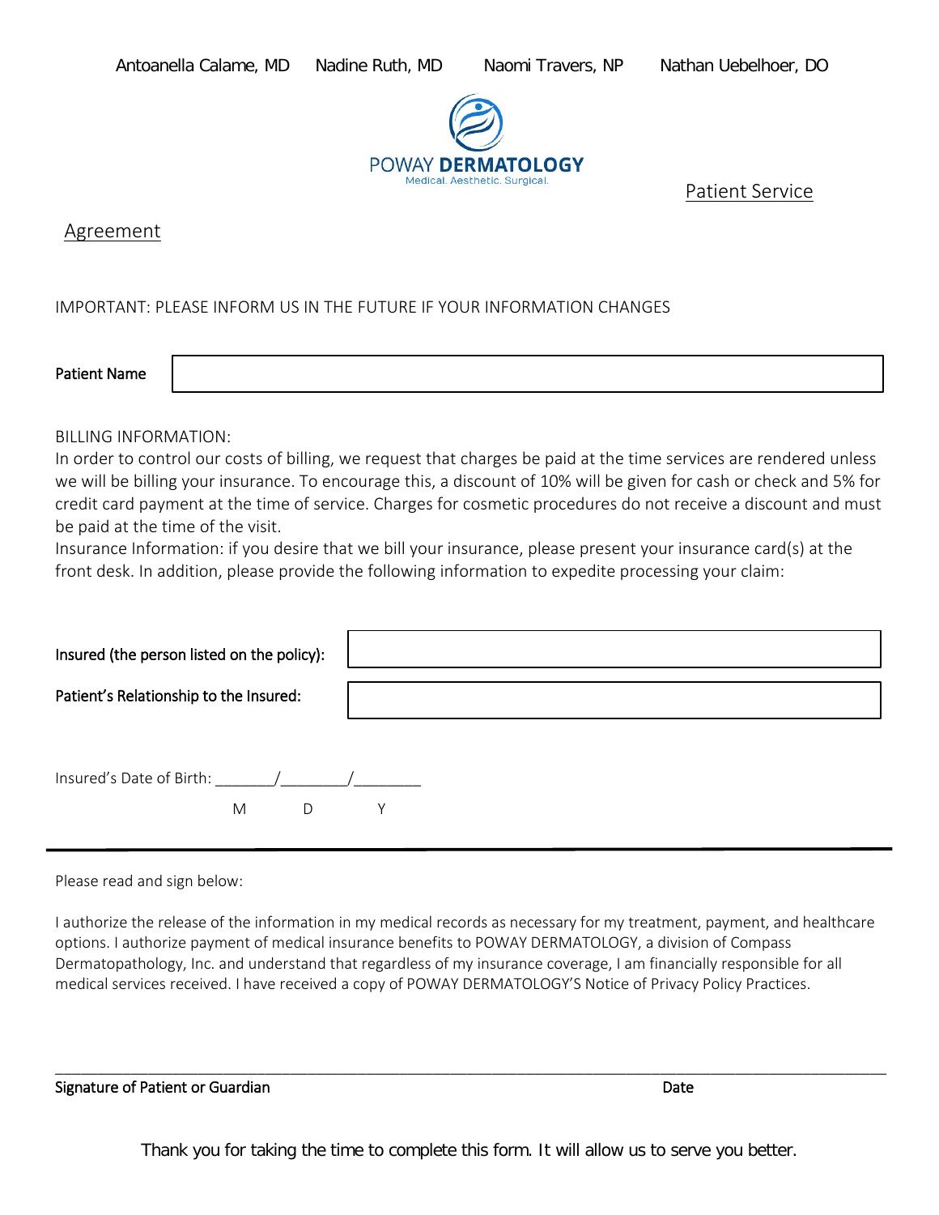Antoanella Calame, MD Nadine Ruth, MD Naomi Travers, NP Nathan Uebelhoer, DO

POWAY **DERMATOLOGY**
Medical. Aesthetic. Surgical.

# Patient Service Agreement

IMPORTANT: PLEASE INFORM US IN THE FUTURE IF YOUR INFORMATION CHANGES

**Patient Name** ______________________________

BILLING INFORMATION:
In order to control our costs of billing, we request that charges be paid at the time services are rendered unless we will be billing your insurance. To encourage this, a discount of 10% will be given for cash or check and 5% for credit card payment at the time of service. Charges for cosmetic procedures do not receive a discount and must be paid at the time of the visit.
Insurance Information: if you desire that we bill your insurance, please present your insurance card(s) at the front desk. In addition, please provide the following information to expedite processing your claim:

**Insured (the person listed on the policy):** ______________________________

**Patient's Relationship to the Insured:** ______________________________

Insured's Date of Birth: _______/________/________
M D Y

---

Please read and sign below:

I authorize the release of the information in my medical records as necessary for my treatment, payment, and healthcare options. I authorize payment of medical insurance benefits to POWAY DERMATOLOGY, a division of Compass Dermatopathology, Inc. and understand that regardless of my insurance coverage, I am financially responsible for all medical services received. I have received a copy of POWAY DERMATOLOGY'S Notice of Privacy Policy Practices.

_____________________________________________________________________________

**Signature of Patient or Guardian** **Date**

Thank you for taking the time to complete this form. It will allow us to serve you better.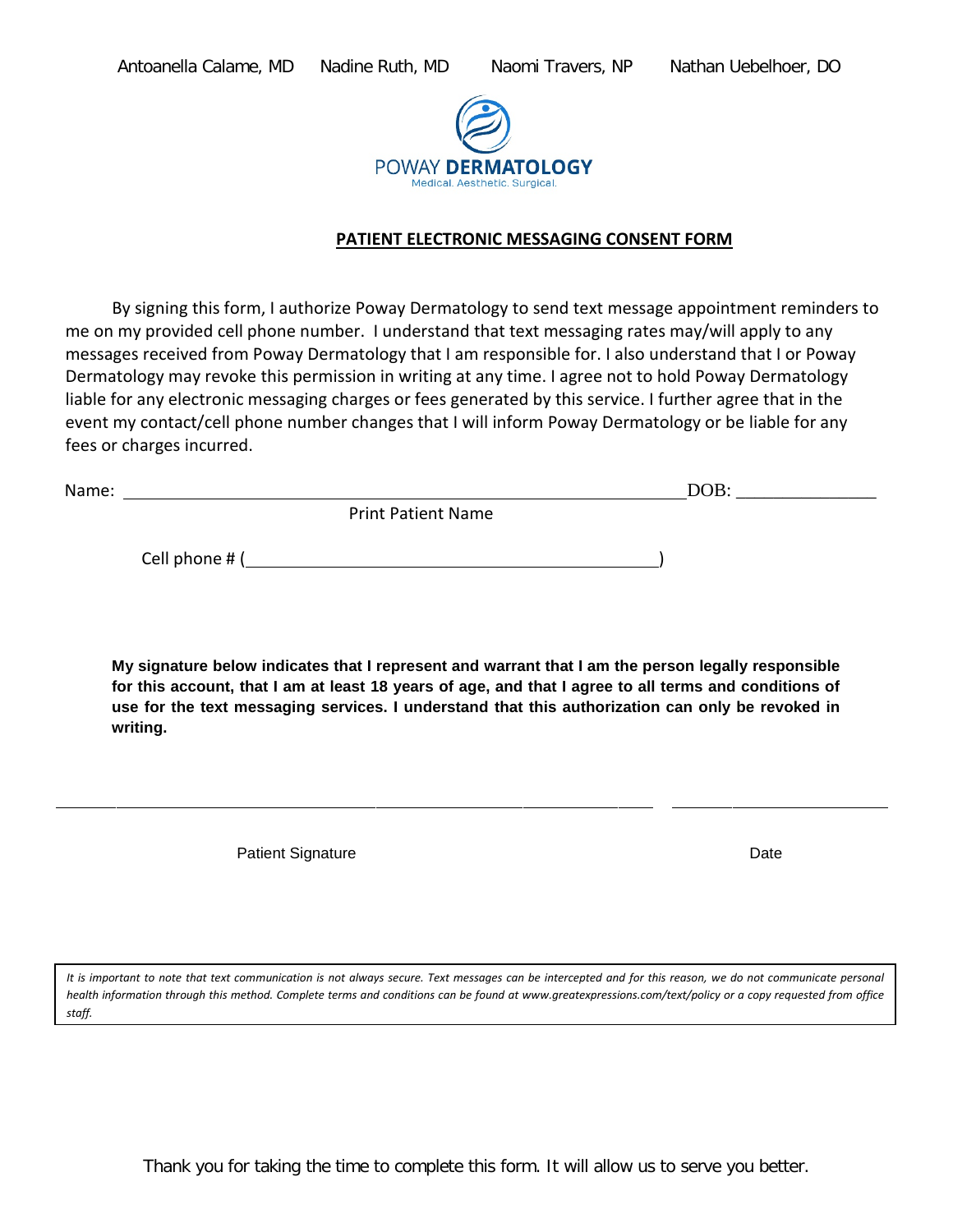Antoanella Calame, MD Nadine Ruth, MD Naomi Travers, NP Nathan Uebelhoer, DO

POWAY **DERMATOLOGY**

Medical. Aesthetic. Surgical.

# PATIENT ELECTRONIC MESSAGING CONSENT FORM

By signing this form, I authorize Poway Dermatology to send text message appointment reminders to me on my provided cell phone number. I understand that text messaging rates may/will apply to any messages received from Poway Dermatology that I am responsible for. I also understand that I or Poway Dermatology may revoke this permission in writing at any time. I agree not to hold Poway Dermatology liable for any electronic messaging charges or fees generated by this service. I further agree that in the event my contact/cell phone number changes that I will inform Poway Dermatology or be liable for any fees or charges incurred.

Name: ______________________________________________ DOB: ______________

Print Patient Name

Cell phone # (__________________________________________)

**My signature below indicates that I represent and warrant that I am the person legally responsible for this account, that I am at least 18 years of age, and that I agree to all terms and conditions of use for the text messaging services. I understand that this authorization can only be revoked in writing.**

______________________________________________ ______________________

Patient Signature Date

*It is important to note that text communication is not always secure. Text messages can be intercepted and for this reason, we do not communicate personal health information through this method. Complete terms and conditions can be found at www.greatexpressions.com/text/policy or a copy requested from office staff.*

Thank you for taking the time to complete this form. It will allow us to serve you better.